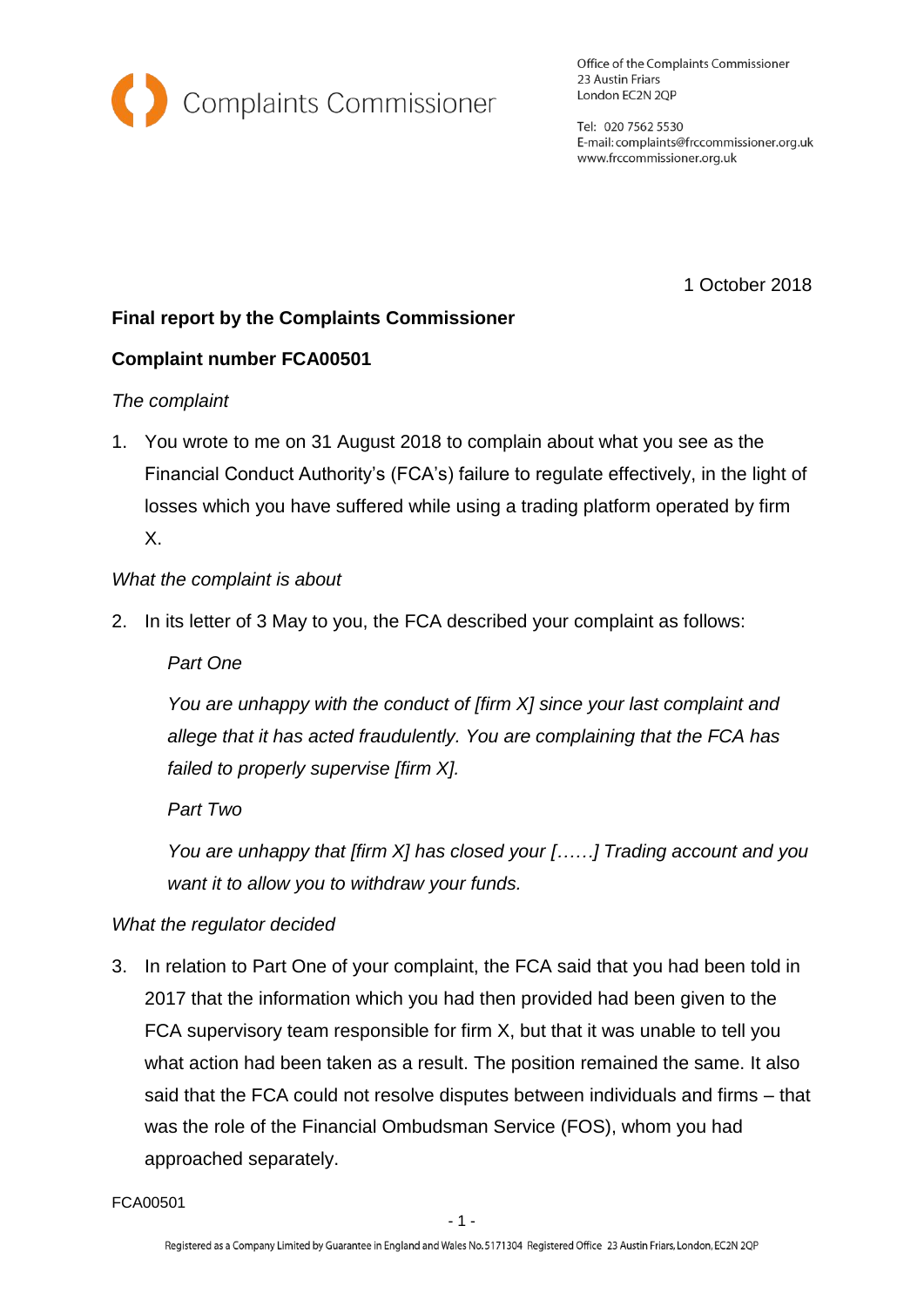Complaints Commissioner

Office of the Complaints Commissioner
23 Austin Friars
London EC2N 2QP

Tel: 020 7562 5530
E-mail: complaints@frccommissioner.org.uk
www.frccommissioner.org.uk

1 October 2018

**Final report by the Complaints Commissioner**

**Complaint number FCA00501**

*The complaint*

1. You wrote to me on 31 August 2018 to complain about what you see as the Financial Conduct Authority's (FCA's) failure to regulate effectively, in the light of losses which you have suffered while using a trading platform operated by firm X.

*What the complaint is about*

2. In its letter of 3 May to you, the FCA described your complaint as follows:

   *Part One*

   *You are unhappy with the conduct of [firm X] since your last complaint and allege that it has acted fraudulently. You are complaining that the FCA has failed to properly supervise [firm X].*

   *Part Two*

   *You are unhappy that [firm X] has closed your [……] Trading account and you want it to allow you to withdraw your funds.*

*What the regulator decided*

3. In relation to Part One of your complaint, the FCA said that you had been told in 2017 that the information which you had then provided had been given to the FCA supervisory team responsible for firm X, but that it was unable to tell you what action had been taken as a result. The position remained the same. It also said that the FCA could not resolve disputes between individuals and firms – that was the role of the Financial Ombudsman Service (FOS), whom you had approached separately.

FCA00501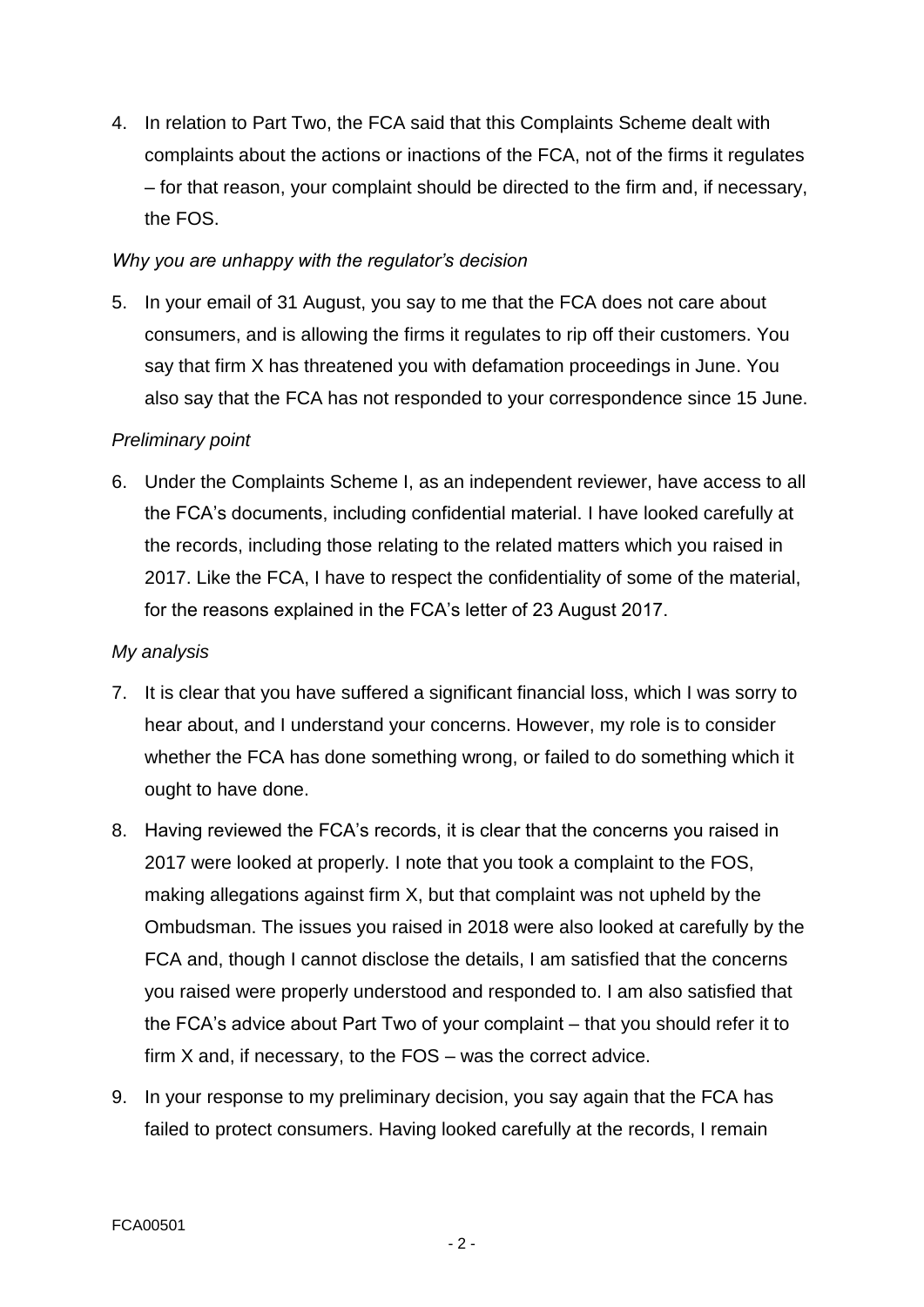4. In relation to Part Two, the FCA said that this Complaints Scheme dealt with complaints about the actions or inactions of the FCA, not of the firms it regulates – for that reason, your complaint should be directed to the firm and, if necessary, the FOS.

*Why you are unhappy with the regulator's decision*

5. In your email of 31 August, you say to me that the FCA does not care about consumers, and is allowing the firms it regulates to rip off their customers. You say that firm X has threatened you with defamation proceedings in June. You also say that the FCA has not responded to your correspondence since 15 June.

*Preliminary point*

6. Under the Complaints Scheme I, as an independent reviewer, have access to all the FCA's documents, including confidential material. I have looked carefully at the records, including those relating to the related matters which you raised in 2017. Like the FCA, I have to respect the confidentiality of some of the material, for the reasons explained in the FCA's letter of 23 August 2017.

*My analysis*

7. It is clear that you have suffered a significant financial loss, which I was sorry to hear about, and I understand your concerns. However, my role is to consider whether the FCA has done something wrong, or failed to do something which it ought to have done.

8. Having reviewed the FCA's records, it is clear that the concerns you raised in 2017 were looked at properly. I note that you took a complaint to the FOS, making allegations against firm X, but that complaint was not upheld by the Ombudsman. The issues you raised in 2018 were also looked at carefully by the FCA and, though I cannot disclose the details, I am satisfied that the concerns you raised were properly understood and responded to. I am also satisfied that the FCA's advice about Part Two of your complaint – that you should refer it to firm X and, if necessary, to the FOS – was the correct advice.

9. In your response to my preliminary decision, you say again that the FCA has failed to protect consumers. Having looked carefully at the records, I remain

FCA00501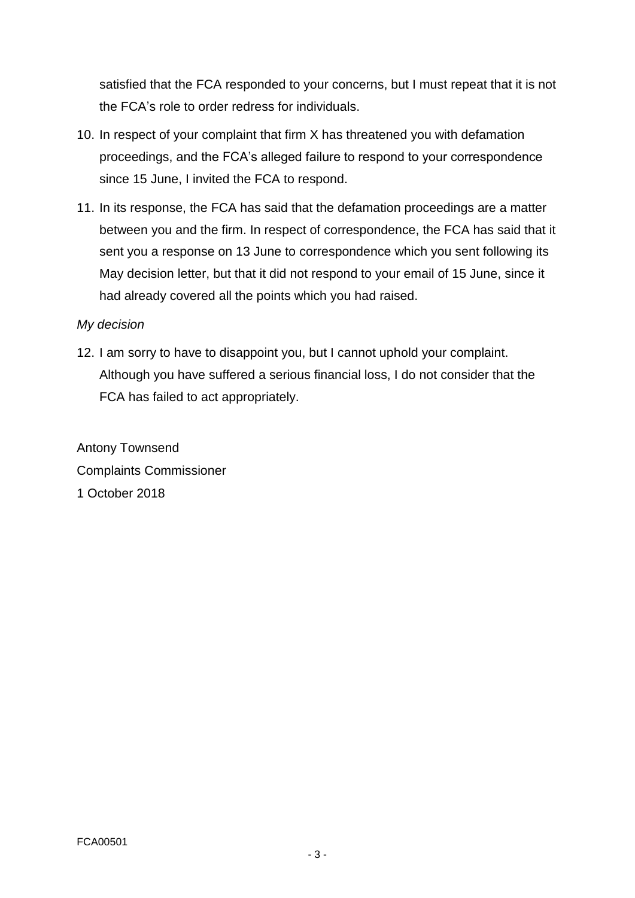satisfied that the FCA responded to your concerns, but I must repeat that it is not the FCA's role to order redress for individuals.

10. In respect of your complaint that firm X has threatened you with defamation proceedings, and the FCA's alleged failure to respond to your correspondence since 15 June, I invited the FCA to respond.

11. In its response, the FCA has said that the defamation proceedings are a matter between you and the firm. In respect of correspondence, the FCA has said that it sent you a response on 13 June to correspondence which you sent following its May decision letter, but that it did not respond to your email of 15 June, since it had already covered all the points which you had raised.

*My decision*

12. I am sorry to have to disappoint you, but I cannot uphold your complaint. Although you have suffered a serious financial loss, I do not consider that the FCA has failed to act appropriately.

Antony Townsend
Complaints Commissioner
1 October 2018

FCA00501